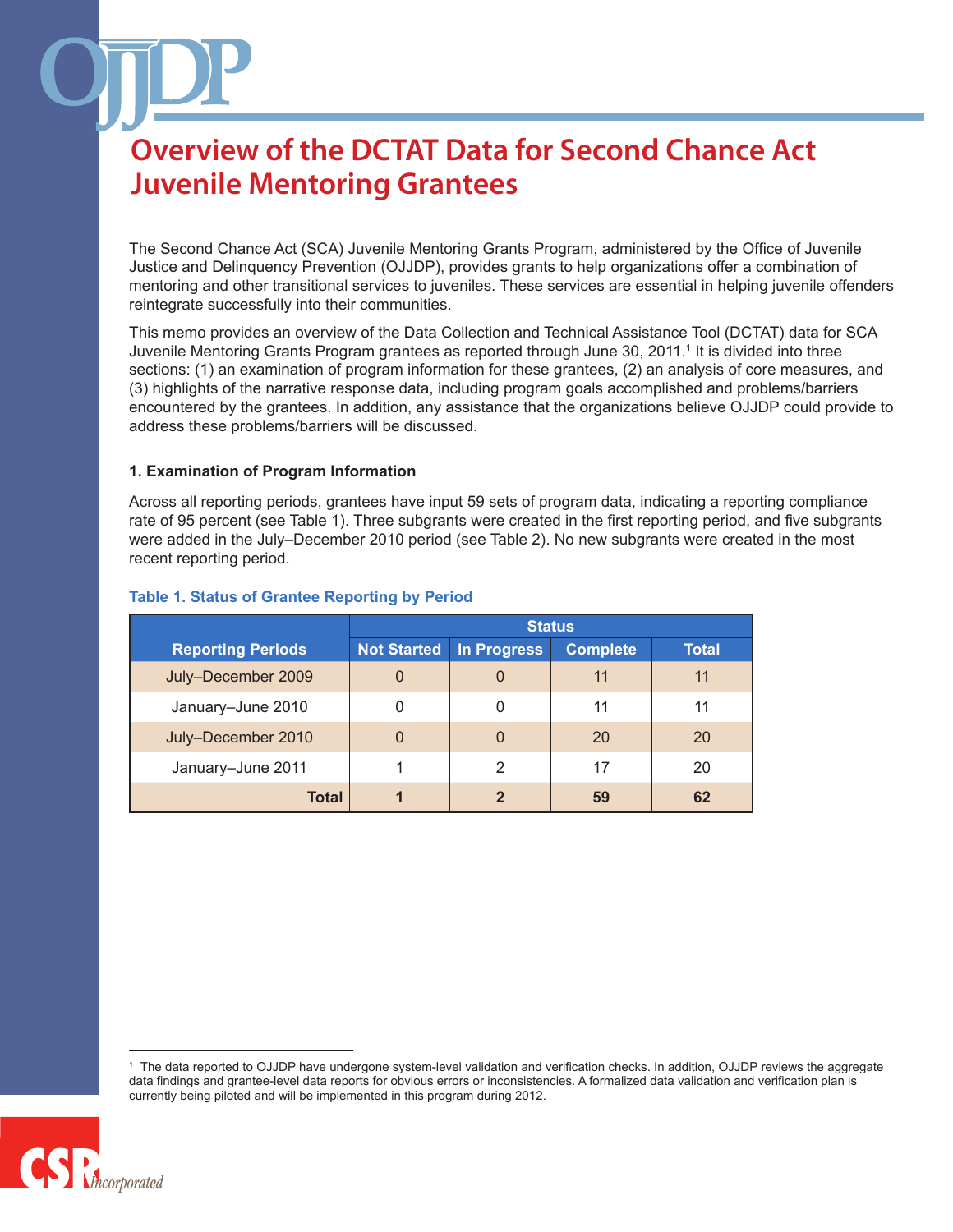# Overview of the DCTAT Data for Second Chance Act Juvenile Mentoring Grantees

The Second Chance Act (SCA) Juvenile Mentoring Grants Program, administered by the Office of Juvenile Justice and Delinquency Prevention (OJJDP), provides grants to help organizations offer a combination of mentoring and other transitional services to juveniles. These services are essential in helping juvenile offenders reintegrate successfully into their communities.

This memo provides an overview of the Data Collection and Technical Assistance Tool (DCTAT) data for SCA Juvenile Mentoring Grants Program grantees as reported through June 30, 2011.[1] It is divided into three sections: (1) an examination of program information for these grantees, (2) an analysis of core measures, and (3) highlights of the narrative response data, including program goals accomplished and problems/barriers encountered by the grantees. In addition, any assistance that the organizations believe OJJDP could provide to address these problems/barriers will be discussed.

### 1. Examination of Program Information

Across all reporting periods, grantees have input 59 sets of program data, indicating a reporting compliance rate of 95 percent (see Table 1). Three subgrants were created in the first reporting period, and five subgrants were added in the July–December 2010 period (see Table 2). No new subgrants were created in the most recent reporting period.

**Table 1. Status of Grantee Reporting by Period**

| Reporting Periods | Status | | | |
|---|---|---|---|---|
| | Not Started | In Progress | Complete | Total |
| July–December 2009 | 0 | 0 | 11 | 11 |
| January–June 2010 | 0 | 0 | 11 | 11 |
| July–December 2010 | 0 | 0 | 20 | 20 |
| January–June 2011 | 1 | 2 | 17 | 20 |
| **Total** | **1** | **2** | **59** | **62** |

[1] The data reported to OJJDP have undergone system-level validation and verification checks. In addition, OJJDP reviews the aggregate data findings and grantee-level data reports for obvious errors or inconsistencies. A formalized data validation and verification plan is currently being piloted and will be implemented in this program during 2012.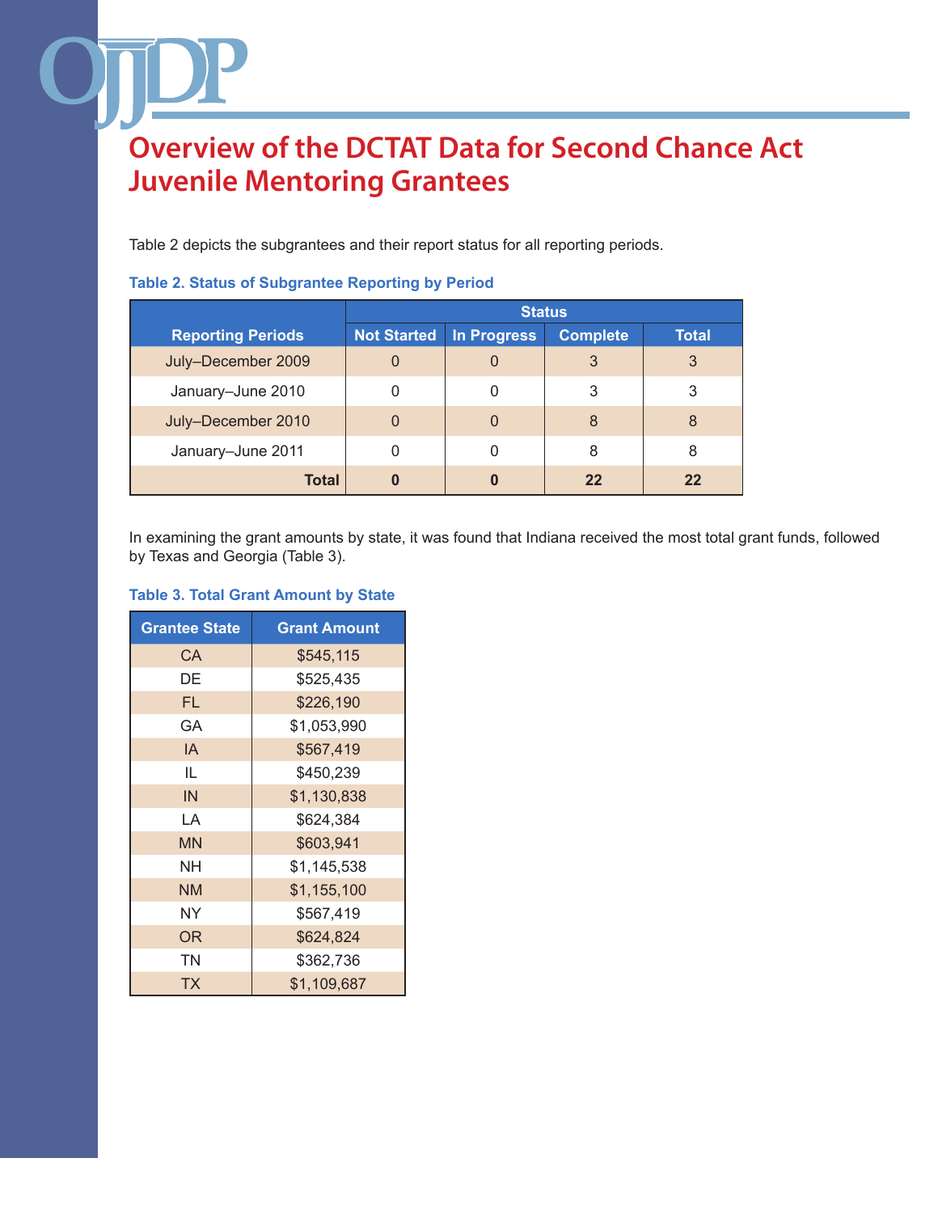# Overview of the DCTAT Data for Second Chance Act Juvenile Mentoring Grantees

Table 2 depicts the subgrantees and their report status for all reporting periods.

**Table 2. Status of Subgrantee Reporting by Period**

| Reporting Periods | Status | | | |
|---|---|---|---|---|
| | Not Started | In Progress | Complete | Total |
| July–December 2009 | 0 | 0 | 3 | 3 |
| January–June 2010 | 0 | 0 | 3 | 3 |
| July–December 2010 | 0 | 0 | 8 | 8 |
| January–June 2011 | 0 | 0 | 8 | 8 |
| **Total** | **0** | **0** | **22** | **22** |

In examining the grant amounts by state, it was found that Indiana received the most total grant funds, followed by Texas and Georgia (Table 3).

**Table 3. Total Grant Amount by State**

| Grantee State | Grant Amount |
|---|---|
| CA | $545,115 |
| DE | $525,435 |
| FL | $226,190 |
| GA | $1,053,990 |
| IA | $567,419 |
| IL | $450,239 |
| IN | $1,130,838 |
| LA | $624,384 |
| MN | $603,941 |
| NH | $1,145,538 |
| NM | $1,155,100 |
| NY | $567,419 |
| OR | $624,824 |
| TN | $362,736 |
| TX | $1,109,687 |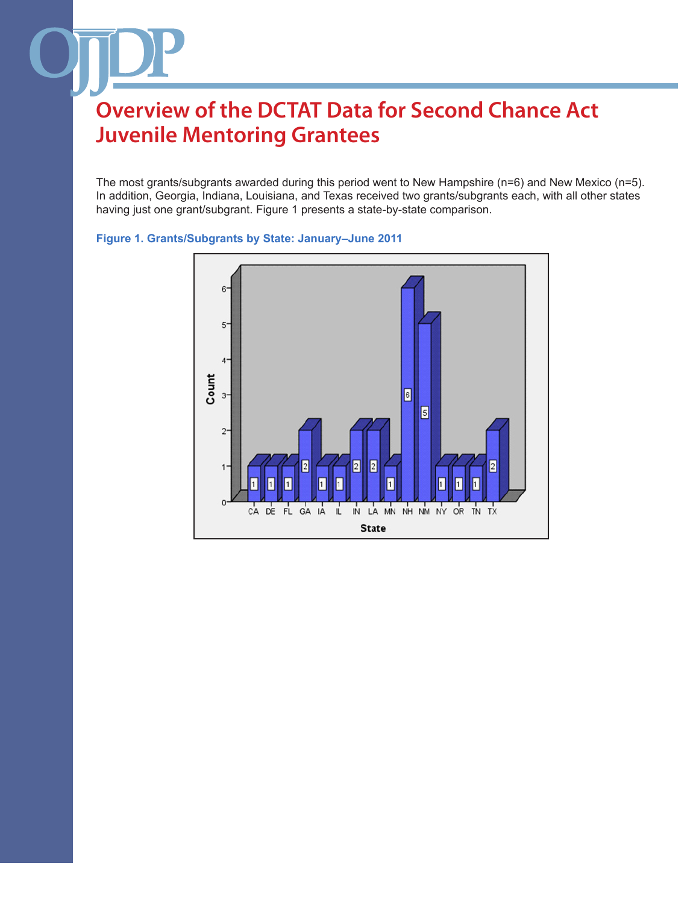# Overview of the DCTAT Data for Second Chance Act Juvenile Mentoring Grantees

The most grants/subgrants awarded during this period went to New Hampshire (n=6) and New Mexico (n=5). In addition, Georgia, Indiana, Louisiana, and Texas received two grants/subgrants each, with all other states having just one grant/subgrant. Figure 1 presents a state-by-state comparison.

**Figure 1. Grants/Subgrants by State: January–June 2011**

| State | Count |
|---|---|
| CA | 1 |
| DE | 1 |
| FL | 1 |
| GA | 2 |
| IA | 1 |
| IL | 1 |
| IN | 2 |
| LA | 2 |
| MN | 1 |
| NH | 6 |
| NM | 5 |
| NY | 1 |
| OR | 1 |
| TN | 1 |
| TX | 2 |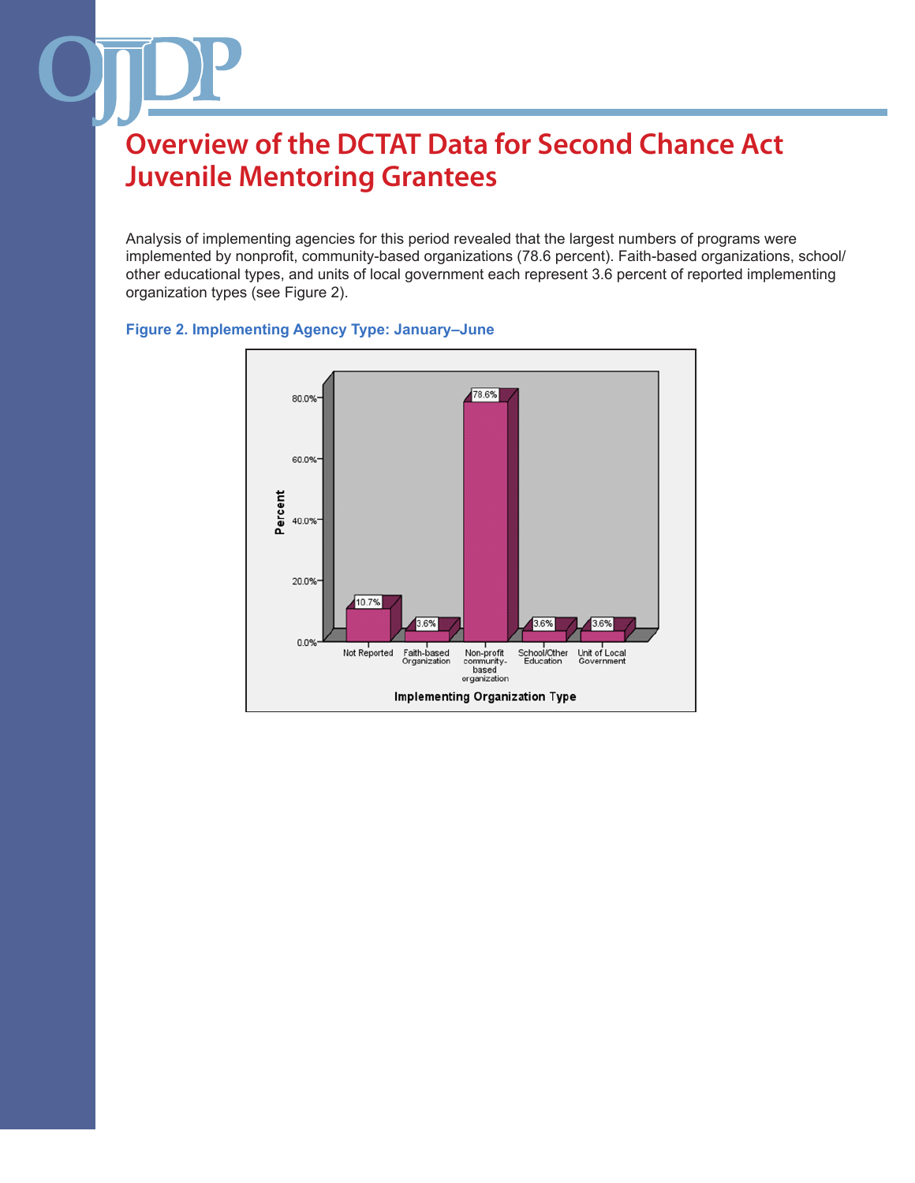# Overview of the DCTAT Data for Second Chance Act Juvenile Mentoring Grantees

Analysis of implementing agencies for this period revealed that the largest numbers of programs were implemented by nonprofit, community-based organizations (78.6 percent). Faith-based organizations, school/other educational types, and units of local government each represent 3.6 percent of reported implementing organization types (see Figure 2).

**Figure 2. Implementing Agency Type: January–June**

| Implementing Organization Type | Percent |
|---|---|
| Not Reported | 10.7% |
| Faith-based Organization | 3.6% |
| Non-profit community-based organization | 78.6% |
| School/Other Education | 3.6% |
| Unit of Local Government | 3.6% |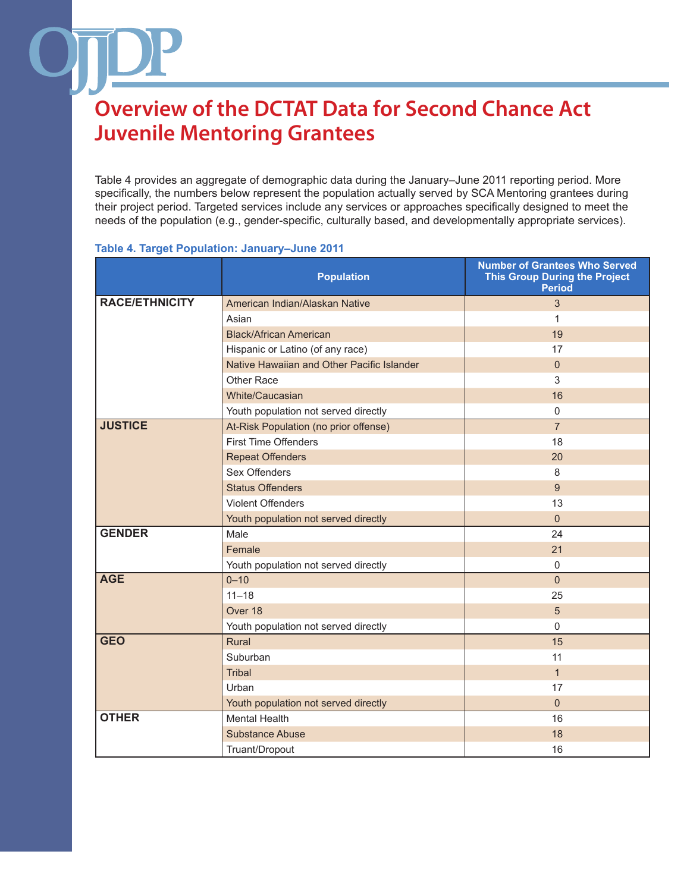# Overview of the DCTAT Data for Second Chance Act Juvenile Mentoring Grantees

Table 4 provides an aggregate of demographic data during the January–June 2011 reporting period. More specifically, the numbers below represent the population actually served by SCA Mentoring grantees during their project period. Targeted services include any services or approaches specifically designed to meet the needs of the population (e.g., gender-specific, culturally based, and developmentally appropriate services).

**Table 4. Target Population: January–June 2011**

| | Population | Number of Grantees Who Served This Group During the Project Period |
|---|---|---|
| **RACE/ETHNICITY** | American Indian/Alaskan Native | 3 |
| | Asian | 1 |
| | Black/African American | 19 |
| | Hispanic or Latino (of any race) | 17 |
| | Native Hawaiian and Other Pacific Islander | 0 |
| | Other Race | 3 |
| | White/Caucasian | 16 |
| | Youth population not served directly | 0 |
| **JUSTICE** | At-Risk Population (no prior offense) | 7 |
| | First Time Offenders | 18 |
| | Repeat Offenders | 20 |
| | Sex Offenders | 8 |
| | Status Offenders | 9 |
| | Violent Offenders | 13 |
| | Youth population not served directly | 0 |
| **GENDER** | Male | 24 |
| | Female | 21 |
| | Youth population not served directly | 0 |
| **AGE** | 0–10 | 0 |
| | 11–18 | 25 |
| | Over 18 | 5 |
| | Youth population not served directly | 0 |
| **GEO** | Rural | 15 |
| | Suburban | 11 |
| | Tribal | 1 |
| | Urban | 17 |
| | Youth population not served directly | 0 |
| **OTHER** | Mental Health | 16 |
| | Substance Abuse | 18 |
| | Truant/Dropout | 16 |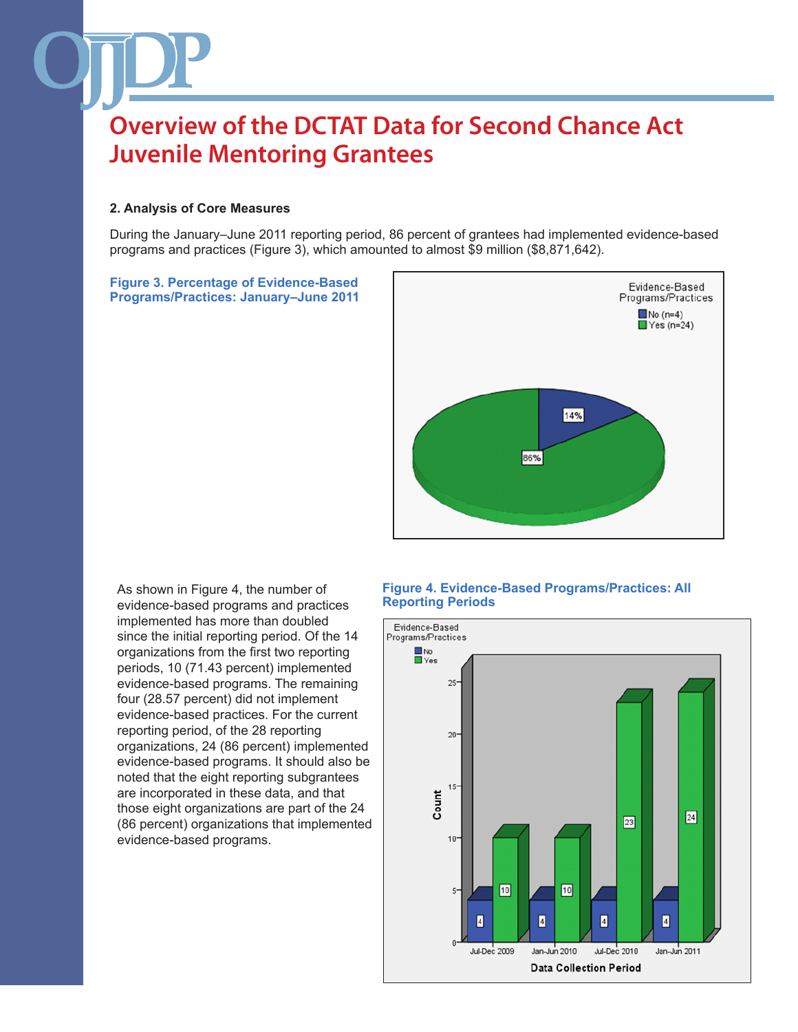# Overview of the DCTAT Data for Second Chance Act Juvenile Mentoring Grantees

### 2. Analysis of Core Measures

During the January–June 2011 reporting period, 86 percent of grantees had implemented evidence-based programs and practices (Figure 3), which amounted to almost $9 million ($8,871,642).

**Figure 3. Percentage of Evidence-Based Programs/Practices: January–June 2011**

As shown in Figure 4, the number of evidence-based programs and practices implemented has more than doubled since the initial reporting period. Of the 14 organizations from the first two reporting periods, 10 (71.43 percent) implemented evidence-based programs. The remaining four (28.57 percent) did not implement evidence-based practices. For the current reporting period, of the 28 reporting organizations, 24 (86 percent) implemented evidence-based programs. It should also be noted that the eight reporting subgrantees are incorporated in these data, and that those eight organizations are part of the 24 (86 percent) organizations that implemented evidence-based programs.

**Figure 4. Evidence-Based Programs/Practices: All Reporting Periods**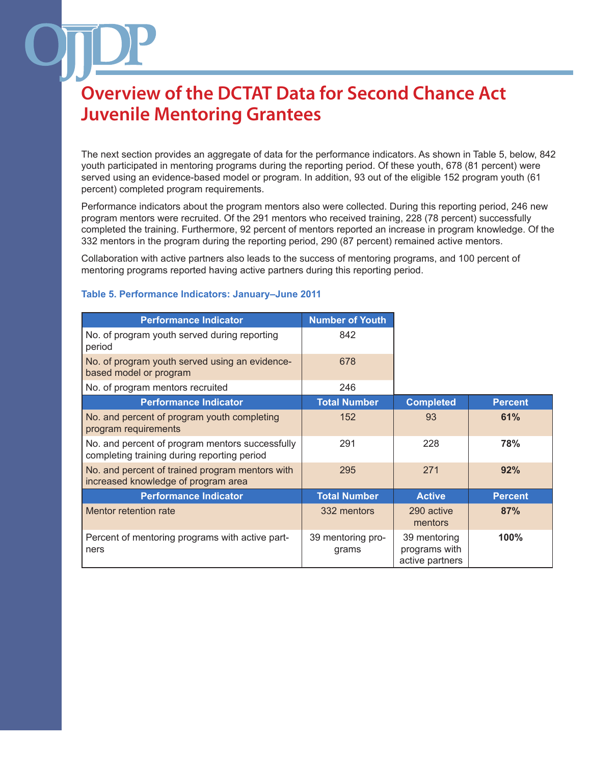# Overview of the DCTAT Data for Second Chance Act Juvenile Mentoring Grantees

The next section provides an aggregate of data for the performance indicators. As shown in Table 5, below, 842 youth participated in mentoring programs during the reporting period. Of these youth, 678 (81 percent) were served using an evidence-based model or program. In addition, 93 out of the eligible 152 program youth (61 percent) completed program requirements.

Performance indicators about the program mentors also were collected. During this reporting period, 246 new program mentors were recruited. Of the 291 mentors who received training, 228 (78 percent) successfully completed the training. Furthermore, 92 percent of mentors reported an increase in program knowledge. Of the 332 mentors in the program during the reporting period, 290 (87 percent) remained active mentors.

Collaboration with active partners also leads to the success of mentoring programs, and 100 percent of mentoring programs reported having active partners during this reporting period.

**Table 5. Performance Indicators: January–June 2011**

| Performance Indicator | Number of Youth | | |
|---|---|---|---|
| No. of program youth served during reporting period | 842 | | |
| No. of program youth served using an evidence-based model or program | 678 | | |
| No. of program mentors recruited | 246 | | |
| **Performance Indicator** | **Total Number** | **Completed** | **Percent** |
| No. and percent of program youth completing program requirements | 152 | 93 | **61%** |
| No. and percent of program mentors successfully completing training during reporting period | 291 | 228 | **78%** |
| No. and percent of trained program mentors with increased knowledge of program area | 295 | 271 | **92%** |
| **Performance Indicator** | **Total Number** | **Active** | **Percent** |
| Mentor retention rate | 332 mentors | 290 active mentors | **87%** |
| Percent of mentoring programs with active partners | 39 mentoring programs | 39 mentoring programs with active partners | **100%** |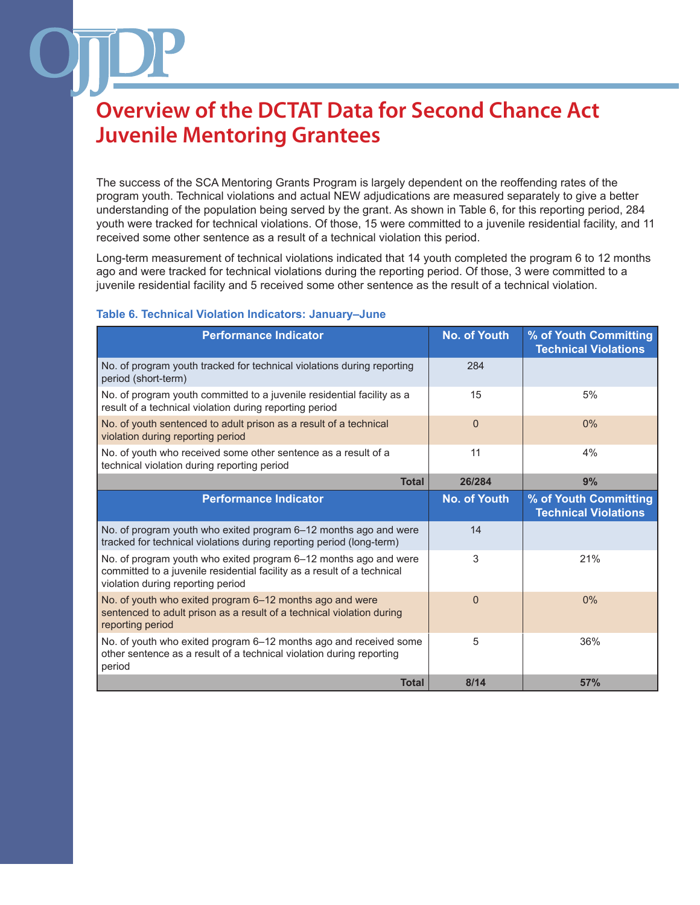# Overview of the DCTAT Data for Second Chance Act Juvenile Mentoring Grantees

The success of the SCA Mentoring Grants Program is largely dependent on the reoffending rates of the program youth. Technical violations and actual NEW adjudications are measured separately to give a better understanding of the population being served by the grant. As shown in Table 6, for this reporting period, 284 youth were tracked for technical violations. Of those, 15 were committed to a juvenile residential facility, and 11 received some other sentence as a result of a technical violation this period.

Long-term measurement of technical violations indicated that 14 youth completed the program 6 to 12 months ago and were tracked for technical violations during the reporting period. Of those, 3 were committed to a juvenile residential facility and 5 received some other sentence as the result of a technical violation.

**Table 6. Technical Violation Indicators: January–June**

| Performance Indicator | No. of Youth | % of Youth Committing Technical Violations |
|---|---|---|
| No. of program youth tracked for technical violations during reporting period (short-term) | 284 | |
| No. of program youth committed to a juvenile residential facility as a result of a technical violation during reporting period | 15 | 5% |
| No. of youth sentenced to adult prison as a result of a technical violation during reporting period | 0 | 0% |
| No. of youth who received some other sentence as a result of a technical violation during reporting period | 11 | 4% |
| **Total** | **26/284** | **9%** |
| **Performance Indicator** | **No. of Youth** | **% of Youth Committing Technical Violations** |
| No. of program youth who exited program 6–12 months ago and were tracked for technical violations during reporting period (long-term) | 14 | |
| No. of program youth who exited program 6–12 months ago and were committed to a juvenile residential facility as a result of a technical violation during reporting period | 3 | 21% |
| No. of youth who exited program 6–12 months ago and were sentenced to adult prison as a result of a technical violation during reporting period | 0 | 0% |
| No. of youth who exited program 6–12 months ago and received some other sentence as a result of a technical violation during reporting period | 5 | 36% |
| **Total** | **8/14** | **57%** |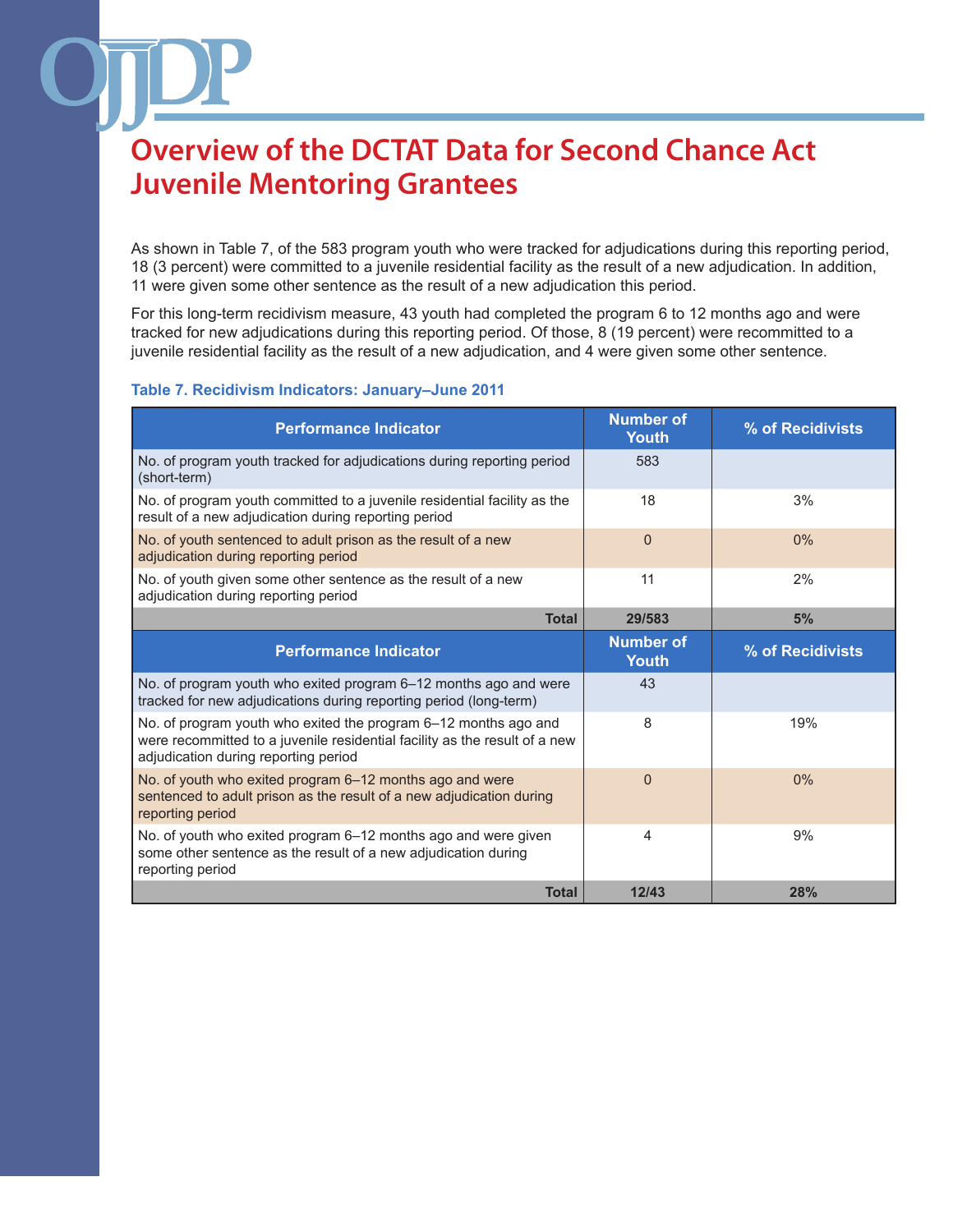# Overview of the DCTAT Data for Second Chance Act Juvenile Mentoring Grantees

As shown in Table 7, of the 583 program youth who were tracked for adjudications during this reporting period, 18 (3 percent) were committed to a juvenile residential facility as the result of a new adjudication. In addition, 11 were given some other sentence as the result of a new adjudication this period.

For this long-term recidivism measure, 43 youth had completed the program 6 to 12 months ago and were tracked for new adjudications during this reporting period. Of those, 8 (19 percent) were recommitted to a juvenile residential facility as the result of a new adjudication, and 4 were given some other sentence.

**Table 7. Recidivism Indicators: January–June 2011**

| Performance Indicator | Number of Youth | % of Recidivists |
|---|---|---|
| No. of program youth tracked for adjudications during reporting period (short-term) | 583 | |
| No. of program youth committed to a juvenile residential facility as the result of a new adjudication during reporting period | 18 | 3% |
| No. of youth sentenced to adult prison as the result of a new adjudication during reporting period | 0 | 0% |
| No. of youth given some other sentence as the result of a new adjudication during reporting period | 11 | 2% |
| **Total** | **29/583** | **5%** |
| **Performance Indicator** | **Number of Youth** | **% of Recidivists** |
| No. of program youth who exited program 6–12 months ago and were tracked for new adjudications during reporting period (long-term) | 43 | |
| No. of program youth who exited the program 6–12 months ago and were recommitted to a juvenile residential facility as the result of a new adjudication during reporting period | 8 | 19% |
| No. of youth who exited program 6–12 months ago and were sentenced to adult prison as the result of a new adjudication during reporting period | 0 | 0% |
| No. of youth who exited program 6–12 months ago and were given some other sentence as the result of a new adjudication during reporting period | 4 | 9% |
| **Total** | **12/43** | **28%** |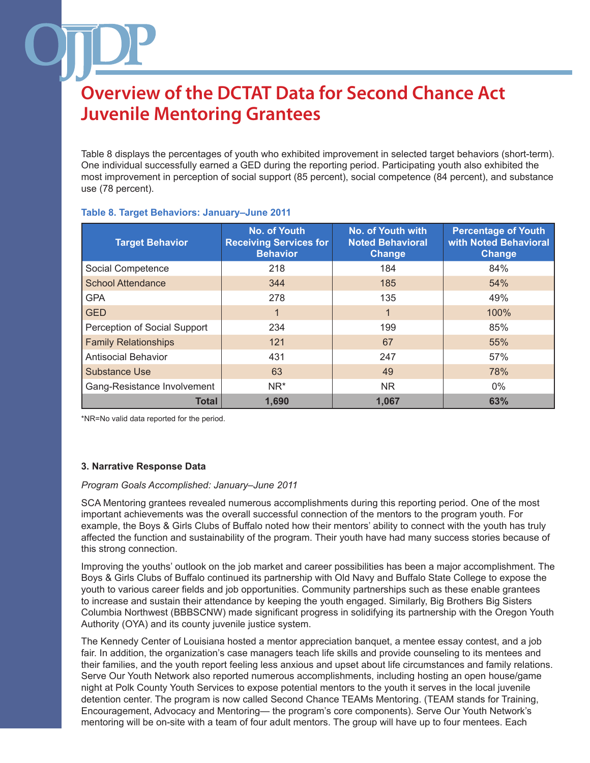# Overview of the DCTAT Data for Second Chance Act Juvenile Mentoring Grantees

Table 8 displays the percentages of youth who exhibited improvement in selected target behaviors (short-term). One individual successfully earned a GED during the reporting period. Participating youth also exhibited the most improvement in perception of social support (85 percent), social competence (84 percent), and substance use (78 percent).

**Table 8. Target Behaviors: January–June 2011**

| Target Behavior | No. of Youth Receiving Services for Behavior | No. of Youth with Noted Behavioral Change | Percentage of Youth with Noted Behavioral Change |
|---|---|---|---|
| Social Competence | 218 | 184 | 84% |
| School Attendance | 344 | 185 | 54% |
| GPA | 278 | 135 | 49% |
| GED | 1 | 1 | 100% |
| Perception of Social Support | 234 | 199 | 85% |
| Family Relationships | 121 | 67 | 55% |
| Antisocial Behavior | 431 | 247 | 57% |
| Substance Use | 63 | 49 | 78% |
| Gang-Resistance Involvement | NR* | NR | 0% |
| **Total** | **1,690** | **1,067** | **63%** |

*NR=No valid data reported for the period.

### 3. Narrative Response Data

*Program Goals Accomplished: January–June 2011*

SCA Mentoring grantees revealed numerous accomplishments during this reporting period. One of the most important achievements was the overall successful connection of the mentors to the program youth. For example, the Boys & Girls Clubs of Buffalo noted how their mentors' ability to connect with the youth has truly affected the function and sustainability of the program. Their youth have had many success stories because of this strong connection.

Improving the youths' outlook on the job market and career possibilities has been a major accomplishment. The Boys & Girls Clubs of Buffalo continued its partnership with Old Navy and Buffalo State College to expose the youth to various career fields and job opportunities. Community partnerships such as these enable grantees to increase and sustain their attendance by keeping the youth engaged. Similarly, Big Brothers Big Sisters Columbia Northwest (BBBSCNW) made significant progress in solidifying its partnership with the Oregon Youth Authority (OYA) and its county juvenile justice system.

The Kennedy Center of Louisiana hosted a mentor appreciation banquet, a mentee essay contest, and a job fair. In addition, the organization's case managers teach life skills and provide counseling to its mentees and their families, and the youth report feeling less anxious and upset about life circumstances and family relations. Serve Our Youth Network also reported numerous accomplishments, including hosting an open house/game night at Polk County Youth Services to expose potential mentors to the youth it serves in the local juvenile detention center. The program is now called Second Chance TEAMs Mentoring. (TEAM stands for Training, Encouragement, Advocacy and Mentoring— the program's core components). Serve Our Youth Network's mentoring will be on-site with a team of four adult mentors. The group will have up to four mentees. Each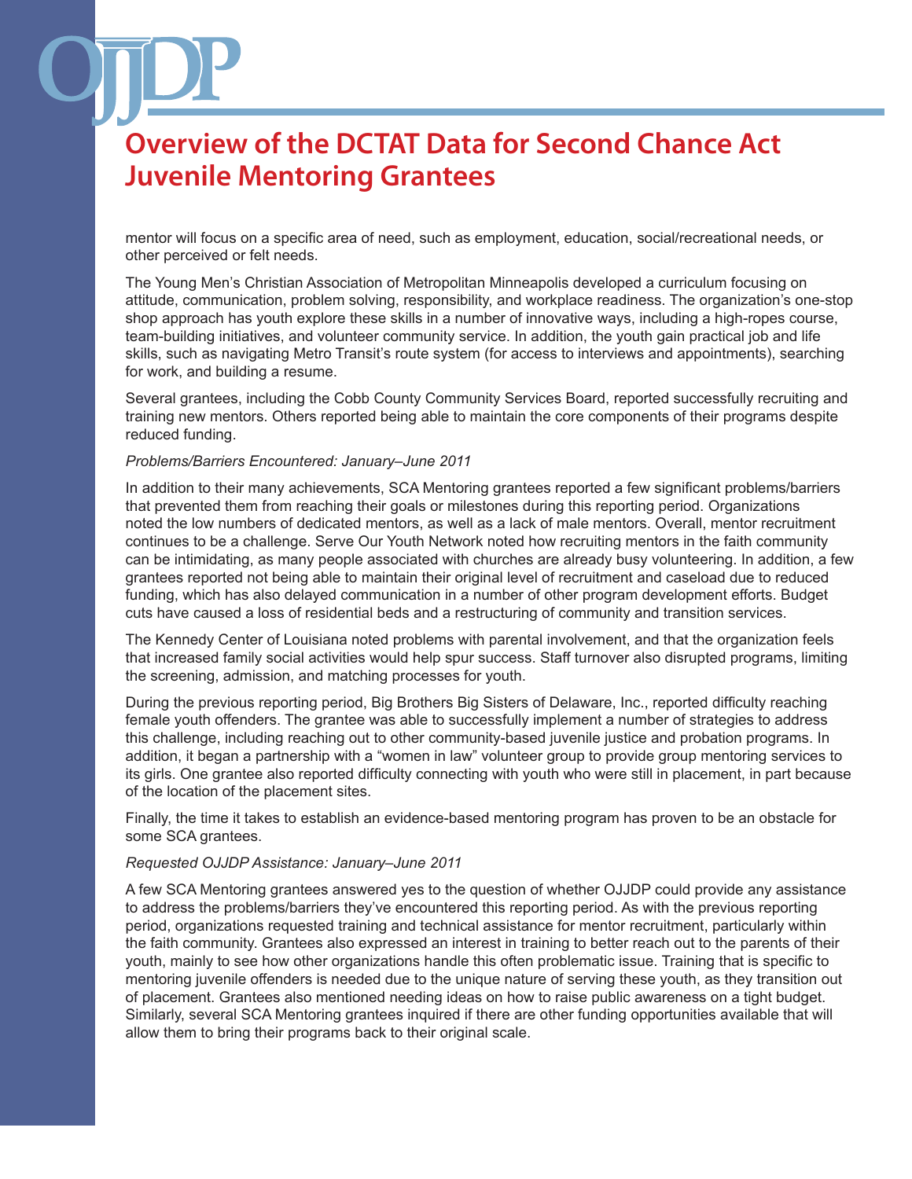mentor will focus on a specific area of need, such as employment, education, social/recreational needs, or other perceived or felt needs.

The Young Men's Christian Association of Metropolitan Minneapolis developed a curriculum focusing on attitude, communication, problem solving, responsibility, and workplace readiness. The organization's one-stop shop approach has youth explore these skills in a number of innovative ways, including a high-ropes course, team-building initiatives, and volunteer community service. In addition, the youth gain practical job and life skills, such as navigating Metro Transit's route system (for access to interviews and appointments), searching for work, and building a resume.

Several grantees, including the Cobb County Community Services Board, reported successfully recruiting and training new mentors. Others reported being able to maintain the core components of their programs despite reduced funding.

*Problems/Barriers Encountered: January–June 2011*

In addition to their many achievements, SCA Mentoring grantees reported a few significant problems/barriers that prevented them from reaching their goals or milestones during this reporting period. Organizations noted the low numbers of dedicated mentors, as well as a lack of male mentors. Overall, mentor recruitment continues to be a challenge. Serve Our Youth Network noted how recruiting mentors in the faith community can be intimidating, as many people associated with churches are already busy volunteering. In addition, a few grantees reported not being able to maintain their original level of recruitment and caseload due to reduced funding, which has also delayed communication in a number of other program development efforts. Budget cuts have caused a loss of residential beds and a restructuring of community and transition services.

The Kennedy Center of Louisiana noted problems with parental involvement, and that the organization feels that increased family social activities would help spur success. Staff turnover also disrupted programs, limiting the screening, admission, and matching processes for youth.

During the previous reporting period, Big Brothers Big Sisters of Delaware, Inc., reported difficulty reaching female youth offenders. The grantee was able to successfully implement a number of strategies to address this challenge, including reaching out to other community-based juvenile justice and probation programs. In addition, it began a partnership with a "women in law" volunteer group to provide group mentoring services to its girls. One grantee also reported difficulty connecting with youth who were still in placement, in part because of the location of the placement sites.

Finally, the time it takes to establish an evidence-based mentoring program has proven to be an obstacle for some SCA grantees.

*Requested OJJDP Assistance: January–June 2011*

A few SCA Mentoring grantees answered yes to the question of whether OJJDP could provide any assistance to address the problems/barriers they've encountered this reporting period. As with the previous reporting period, organizations requested training and technical assistance for mentor recruitment, particularly within the faith community. Grantees also expressed an interest in training to better reach out to the parents of their youth, mainly to see how other organizations handle this often problematic issue. Training that is specific to mentoring juvenile offenders is needed due to the unique nature of serving these youth, as they transition out of placement. Grantees also mentioned needing ideas on how to raise public awareness on a tight budget. Similarly, several SCA Mentoring grantees inquired if there are other funding opportunities available that will allow them to bring their programs back to their original scale.